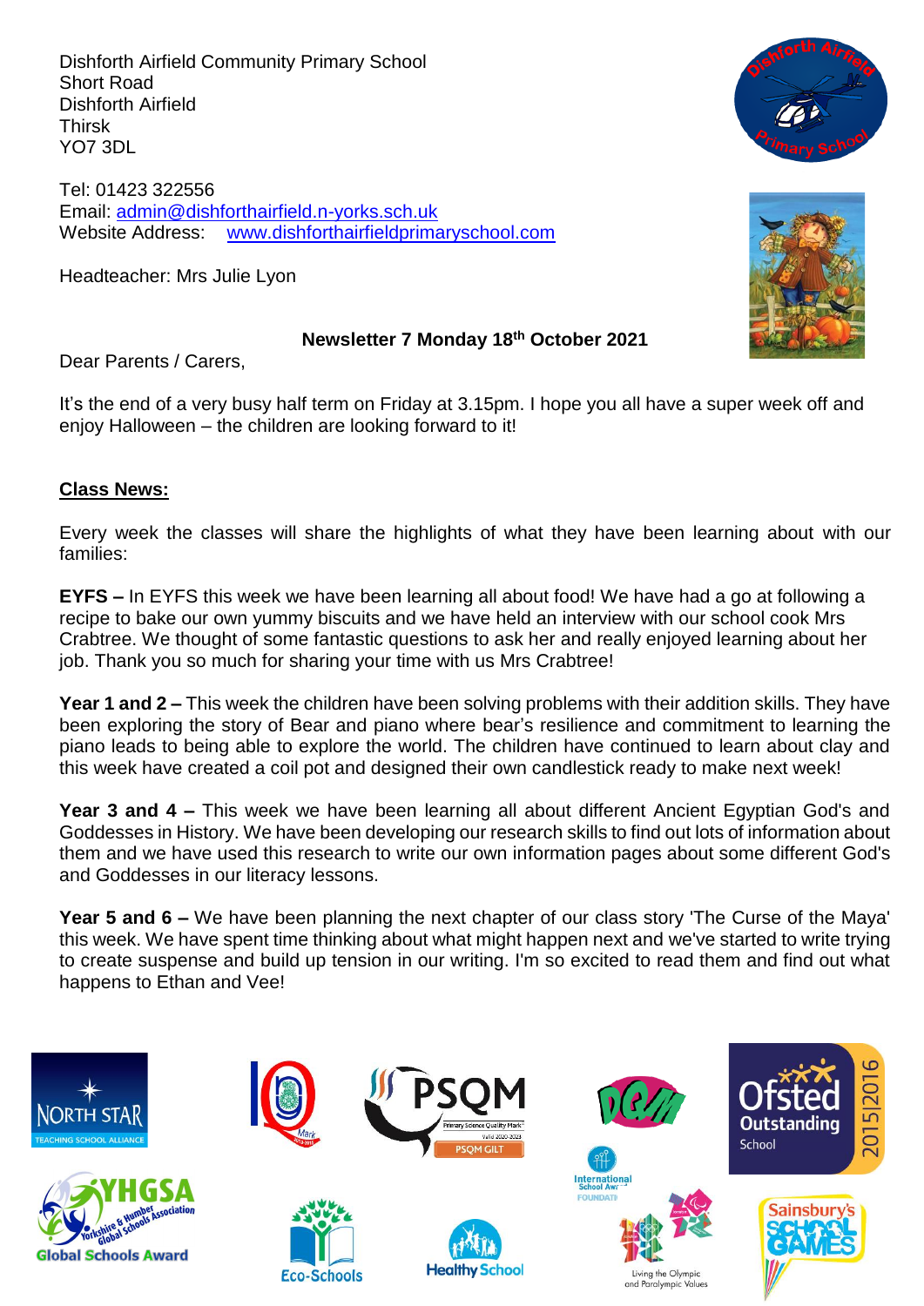Dishforth Airfield Community Primary School
Short Road
Dishforth Airfield
Thirsk
YO7 3DL

Tel: 01423 322556
Email: admin@dishforthairfield.n-yorks.sch.uk
Website Address: www.dishforthairfieldprimaryschool.com

Headteacher: Mrs Julie Lyon

**Newsletter 7 Monday 18th October 2021**

Dear Parents / Carers,

It's the end of a very busy half term on Friday at 3.15pm. I hope you all have a super week off and enjoy Halloween – the children are looking forward to it!

## Class News:

Every week the classes will share the highlights of what they have been learning about with our families:

**EYFS –** In EYFS this week we have been learning all about food! We have had a go at following a recipe to bake our own yummy biscuits and we have held an interview with our school cook Mrs Crabtree. We thought of some fantastic questions to ask her and really enjoyed learning about her job. Thank you so much for sharing your time with us Mrs Crabtree!

**Year 1 and 2 –** This week the children have been solving problems with their addition skills. They have been exploring the story of Bear and piano where bear's resilience and commitment to learning the piano leads to being able to explore the world. The children have continued to learn about clay and this week have created a coil pot and designed their own candlestick ready to make next week!

**Year 3 and 4 –** This week we have been learning all about different Ancient Egyptian God's and Goddesses in History. We have been developing our research skills to find out lots of information about them and we have used this research to write our own information pages about some different God's and Goddesses in our literacy lessons.

**Year 5 and 6 –** We have been planning the next chapter of our class story 'The Curse of the Maya' this week. We have spent time thinking about what might happen next and we've started to write trying to create suspense and build up tension in our writing. I'm so excited to read them and find out what happens to Ethan and Vee!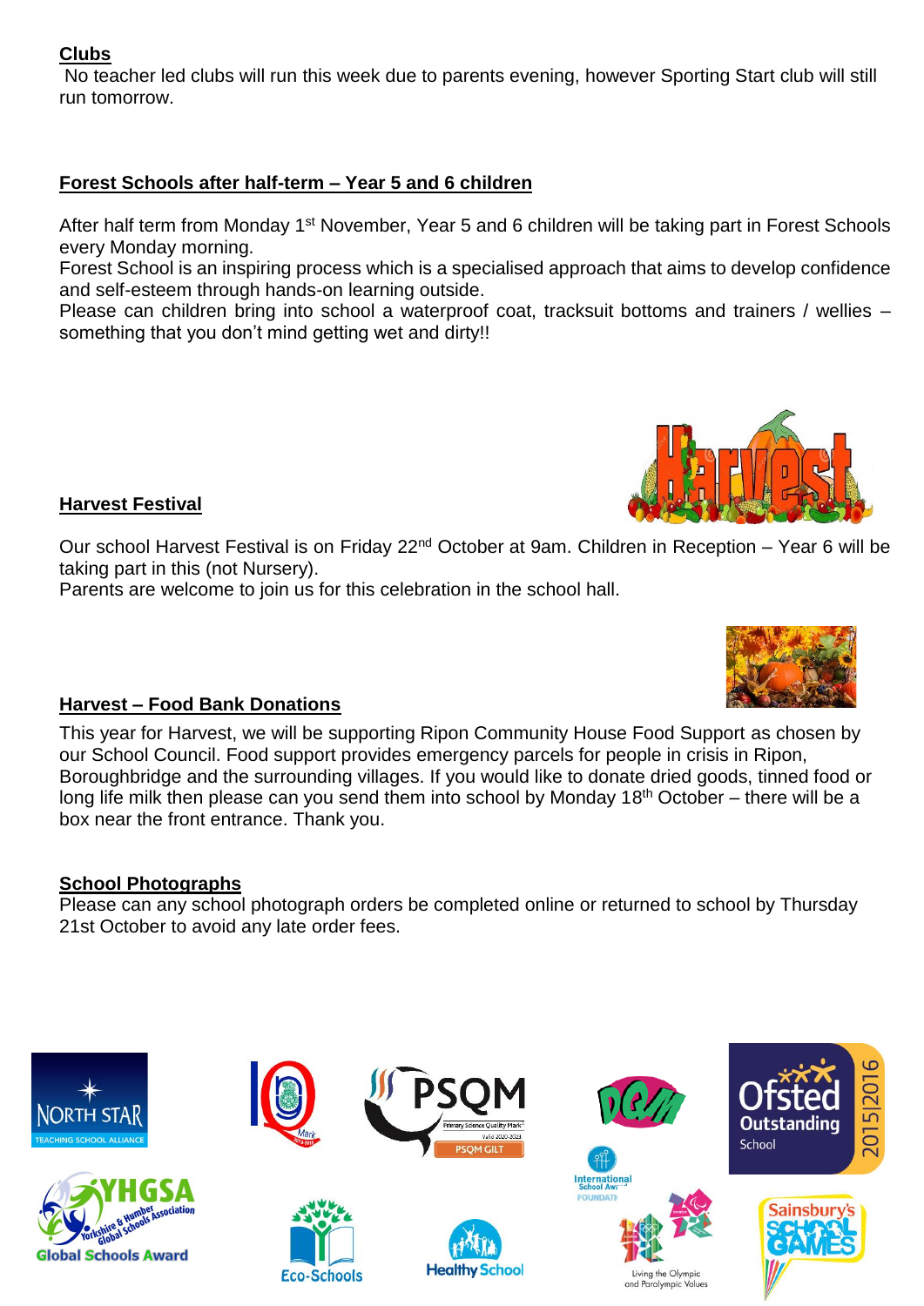## Clubs

No teacher led clubs will run this week due to parents evening, however Sporting Start club will still run tomorrow.

## Forest Schools after half-term – Year 5 and 6 children

After half term from Monday 1st November, Year 5 and 6 children will be taking part in Forest Schools every Monday morning.

Forest School is an inspiring process which is a specialised approach that aims to develop confidence and self-esteem through hands-on learning outside.

Please can children bring into school a waterproof coat, tracksuit bottoms and trainers / wellies – something that you don't mind getting wet and dirty!!

## Harvest Festival

Our school Harvest Festival is on Friday 22nd October at 9am. Children in Reception – Year 6 will be taking part in this (not Nursery).

Parents are welcome to join us for this celebration in the school hall.

## Harvest – Food Bank Donations

This year for Harvest, we will be supporting Ripon Community House Food Support as chosen by our School Council. Food support provides emergency parcels for people in crisis in Ripon, Boroughbridge and the surrounding villages. If you would like to donate dried goods, tinned food or long life milk then please can you send them into school by Monday 18th October – there will be a box near the front entrance. Thank you.

## School Photographs

Please can any school photograph orders be completed online or returned to school by Thursday 21st October to avoid any late order fees.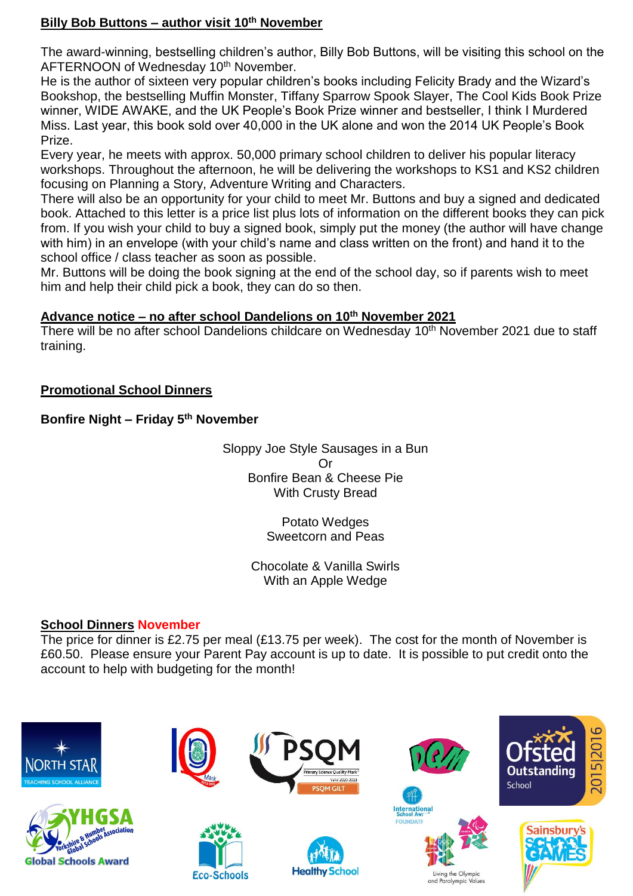## Billy Bob Buttons – author visit 10th November

The award-winning, bestselling children's author, Billy Bob Buttons, will be visiting this school on the AFTERNOON of Wednesday 10th November.
He is the author of sixteen very popular children's books including Felicity Brady and the Wizard's Bookshop, the bestselling Muffin Monster, Tiffany Sparrow Spook Slayer, The Cool Kids Book Prize winner, WIDE AWAKE, and the UK People's Book Prize winner and bestseller, I think I Murdered Miss. Last year, this book sold over 40,000 in the UK alone and won the 2014 UK People's Book Prize.
Every year, he meets with approx. 50,000 primary school children to deliver his popular literacy workshops. Throughout the afternoon, he will be delivering the workshops to KS1 and KS2 children focusing on Planning a Story, Adventure Writing and Characters.
There will also be an opportunity for your child to meet Mr. Buttons and buy a signed and dedicated book. Attached to this letter is a price list plus lots of information on the different books they can pick from. If you wish your child to buy a signed book, simply put the money (the author will have change with him) in an envelope (with your child's name and class written on the front) and hand it to the school office / class teacher as soon as possible.
Mr. Buttons will be doing the book signing at the end of the school day, so if parents wish to meet him and help their child pick a book, they can do so then.

## Advance notice – no after school Dandelions on 10th November 2021

There will be no after school Dandelions childcare on Wednesday 10th November 2021 due to staff training.

## Promotional School Dinners

**Bonfire Night – Friday 5th November**

Sloppy Joe Style Sausages in a Bun
Or
Bonfire Bean & Cheese Pie
With Crusty Bread

Potato Wedges
Sweetcorn and Peas

Chocolate & Vanilla Swirls
With an Apple Wedge

## School Dinners November

The price for dinner is £2.75 per meal (£13.75 per week). The cost for the month of November is £60.50. Please ensure your Parent Pay account is up to date. It is possible to put credit onto the account to help with budgeting for the month!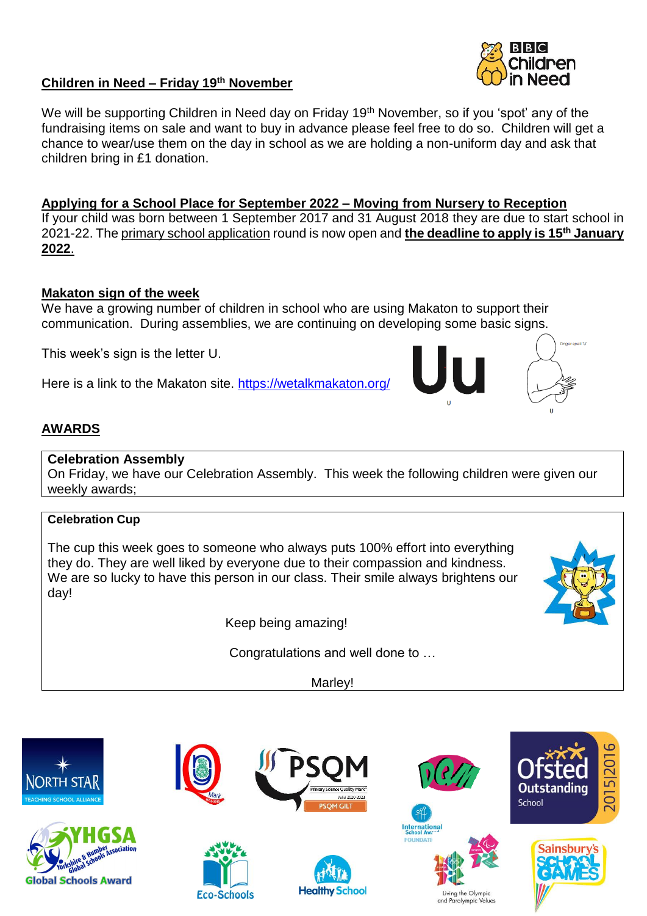## Children in Need – Friday 19th November

We will be supporting Children in Need day on Friday 19th November, so if you 'spot' any of the fundraising items on sale and want to buy in advance please feel free to do so. Children will get a chance to wear/use them on the day in school as we are holding a non-uniform day and ask that children bring in £1 donation.

## Applying for a School Place for September 2022 – Moving from Nursery to Reception

If your child was born between 1 September 2017 and 31 August 2018 they are due to start school in 2021-22. The primary school application round is now open and **the deadline to apply is 15th January 2022**.

## Makaton sign of the week

We have a growing number of children in school who are using Makaton to support their communication. During assemblies, we are continuing on developing some basic signs.

This week's sign is the letter U.

Here is a link to the Makaton site. https://wetalkmakaton.org/

## AWARDS

**Celebration Assembly**

On Friday, we have our Celebration Assembly. This week the following children were given our weekly awards;

**Celebration Cup**

The cup this week goes to someone who always puts 100% effort into everything they do. They are well liked by everyone due to their compassion and kindness. We are so lucky to have this person in our class. Their smile always brightens our day!

Keep being amazing!

Congratulations and well done to …

Marley!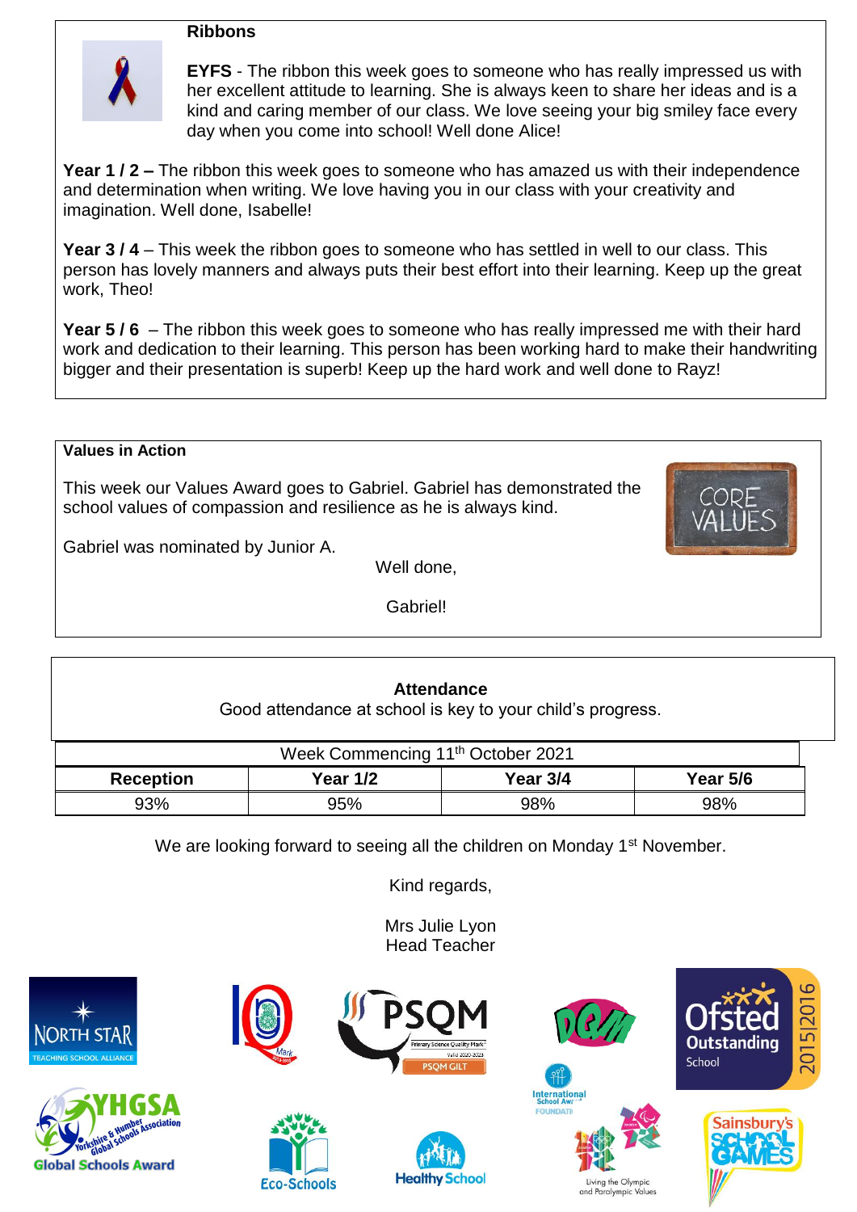## Ribbons

**EYFS** - The ribbon this week goes to someone who has really impressed us with her excellent attitude to learning. She is always keen to share her ideas and is a kind and caring member of our class. We love seeing your big smiley face every day when you come into school! Well done Alice!

**Year 1 / 2 –** The ribbon this week goes to someone who has amazed us with their independence and determination when writing. We love having you in our class with your creativity and imagination. Well done, Isabelle!

**Year 3 / 4** – This week the ribbon goes to someone who has settled in well to our class. This person has lovely manners and always puts their best effort into their learning. Keep up the great work, Theo!

**Year 5 / 6** – The ribbon this week goes to someone who has really impressed me with their hard work and dedication to their learning. This person has been working hard to make their handwriting bigger and their presentation is superb! Keep up the hard work and well done to Rayz!

## Values in Action

This week our Values Award goes to Gabriel. Gabriel has demonstrated the school values of compassion and resilience as he is always kind.

Gabriel was nominated by Junior A.

Well done,

Gabriel!

## Attendance

Good attendance at school is key to your child's progress.

| Week Commencing 11th October 2021 | | | |
|---|---|---|---|
| **Reception** | **Year 1/2** | **Year 3/4** | **Year 5/6** |
| 93% | 95% | 98% | 98% |

We are looking forward to seeing all the children on Monday 1st November.

Kind regards,

Mrs Julie Lyon
Head Teacher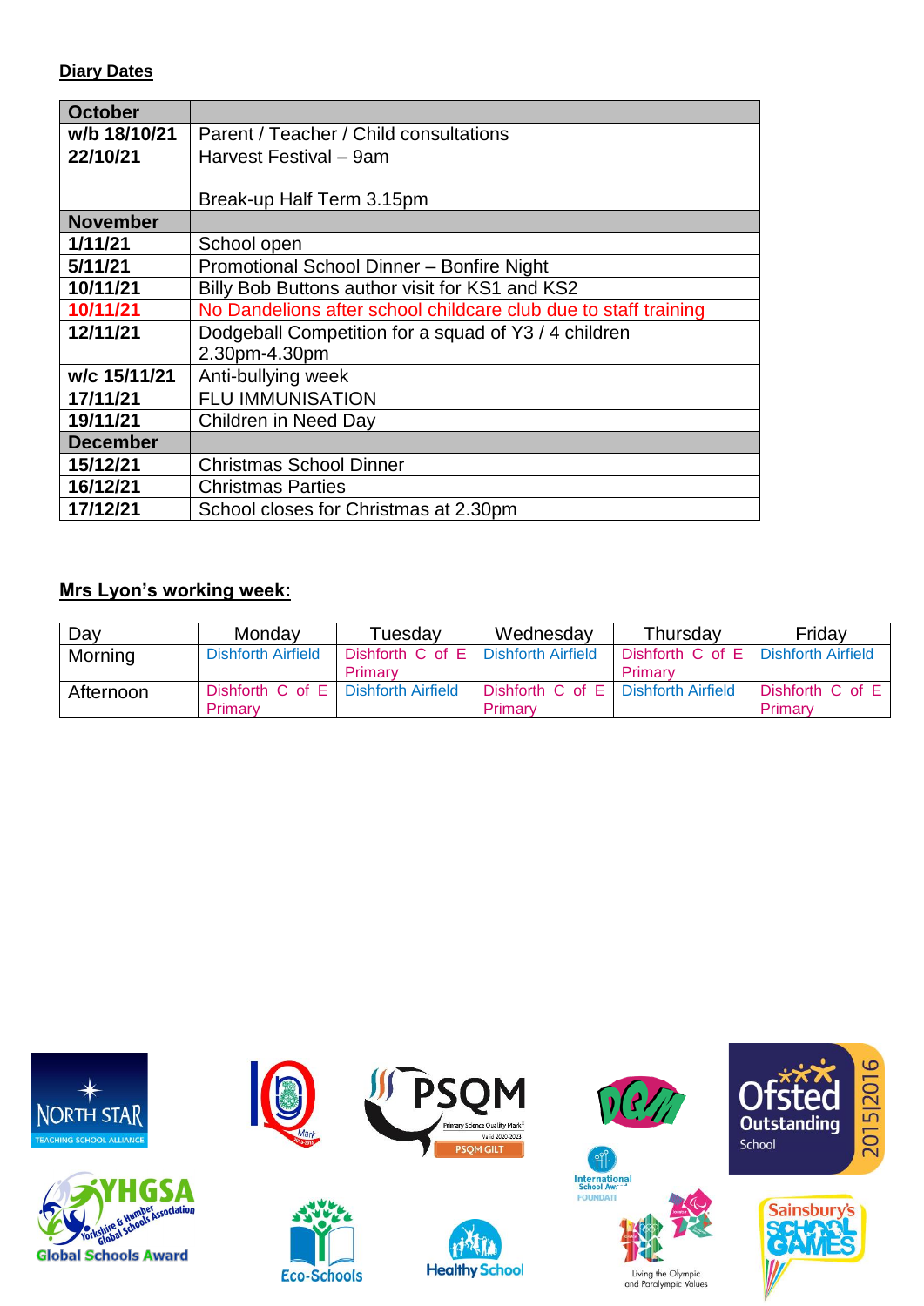**Diary Dates**

| October | |
|---|---|
| **w/b 18/10/21** | Parent / Teacher / Child consultations |
| **22/10/21** | Harvest Festival – 9am<br><br>Break-up Half Term 3.15pm |
| **November** | |
| **1/11/21** | School open |
| **5/11/21** | Promotional School Dinner – Bonfire Night |
| **10/11/21** | Billy Bob Buttons author visit for KS1 and KS2 |
| **10/11/21** | No Dandelions after school childcare club due to staff training |
| **12/11/21** | Dodgeball Competition for a squad of Y3 / 4 children 2.30pm-4.30pm |
| **w/c 15/11/21** | Anti-bullying week |
| **17/11/21** | FLU IMMUNISATION |
| **19/11/21** | Children in Need Day |
| **December** | |
| **15/12/21** | Christmas School Dinner |
| **16/12/21** | Christmas Parties |
| **17/12/21** | School closes for Christmas at 2.30pm |

**Mrs Lyon's working week:**

| Day | Monday | Tuesday | Wednesday | Thursday | Friday |
|---|---|---|---|---|---|
| Morning | Dishforth Airfield | Dishforth C of E Primary | Dishforth Airfield | Dishforth C of E Primary | Dishforth Airfield |
| Afternoon | Dishforth C of E Primary | Dishforth Airfield | Dishforth C of E Primary | Dishforth Airfield | Dishforth C of E Primary |